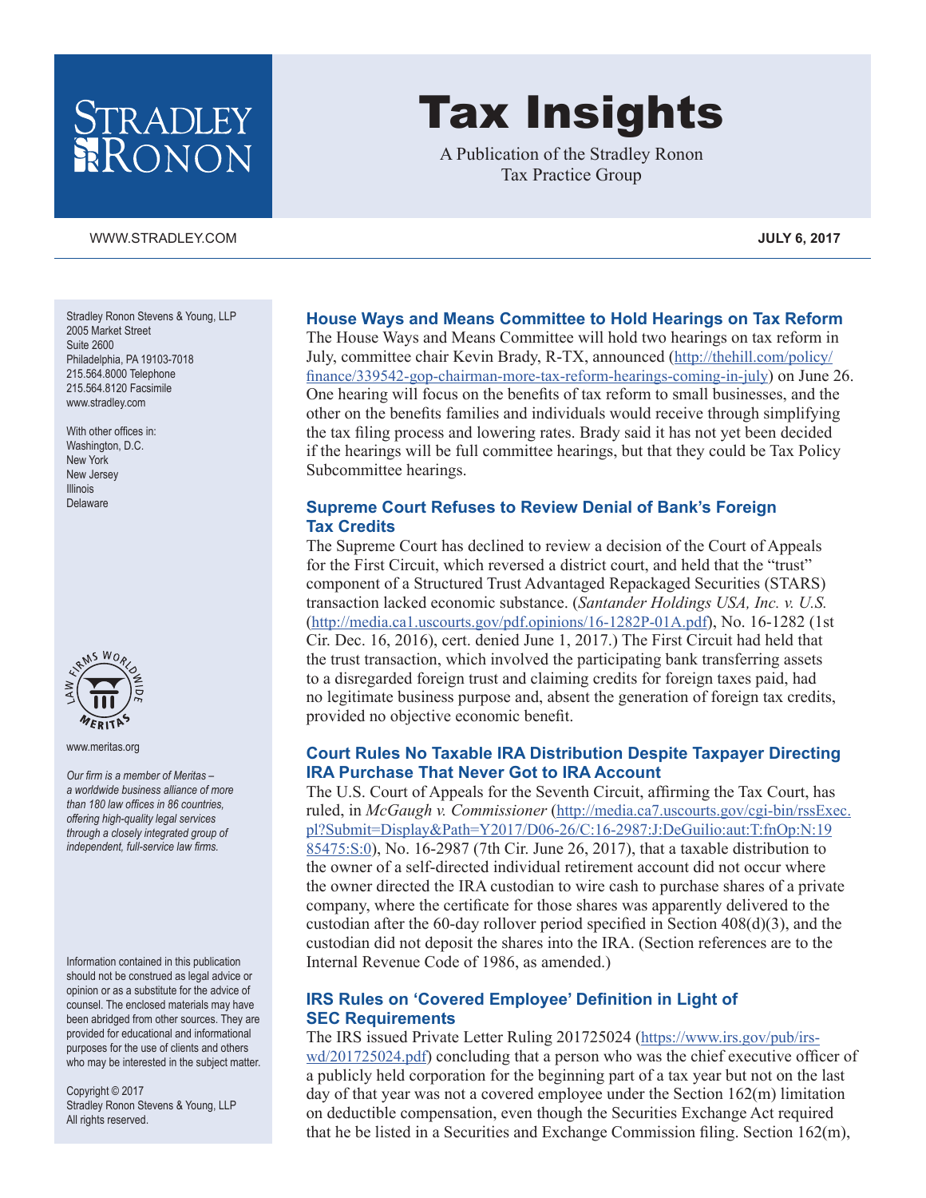# Tax Insights

A Publication of the Stradley Ronon Tax Practice Group

WWW.STRADLEY.COM

**JULY 6, 2017**

Stradley Ronon Stevens & Young, LLP
2005 Market Street
Suite 2600
Philadelphia, PA 19103-7018
215.564.8000 Telephone
215.564.8120 Facsimile
www.stradley.com

With other offices in:
Washington, D.C.
New York
New Jersey
Illinois
Delaware

www.meritas.org

*Our firm is a member of Meritas – a worldwide business alliance of more than 180 law offices in 86 countries, offering high-quality legal services through a closely integrated group of independent, full-service law firms.*

Information contained in this publication should not be construed as legal advice or opinion or as a substitute for the advice of counsel. The enclosed materials may have been abridged from other sources. They are provided for educational and informational purposes for the use of clients and others who may be interested in the subject matter.

Copyright © 2017
Stradley Ronon Stevens & Young, LLP
All rights reserved.

## House Ways and Means Committee to Hold Hearings on Tax Reform

The House Ways and Means Committee will hold two hearings on tax reform in July, committee chair Kevin Brady, R-TX, announced (http://thehill.com/policy/finance/339542-gop-chairman-more-tax-reform-hearings-coming-in-july) on June 26. One hearing will focus on the benefits of tax reform to small businesses, and the other on the benefits families and individuals would receive through simplifying the tax filing process and lowering rates. Brady said it has not yet been decided if the hearings will be full committee hearings, but that they could be Tax Policy Subcommittee hearings.

## Supreme Court Refuses to Review Denial of Bank's Foreign Tax Credits

The Supreme Court has declined to review a decision of the Court of Appeals for the First Circuit, which reversed a district court, and held that the "trust" component of a Structured Trust Advantaged Repackaged Securities (STARS) transaction lacked economic substance. (*Santander Holdings USA, Inc. v. U.S.* (http://media.ca1.uscourts.gov/pdf.opinions/16-1282P-01A.pdf), No. 16-1282 (1st Cir. Dec. 16, 2016), cert. denied June 1, 2017.) The First Circuit had held that the trust transaction, which involved the participating bank transferring assets to a disregarded foreign trust and claiming credits for foreign taxes paid, had no legitimate business purpose and, absent the generation of foreign tax credits, provided no objective economic benefit.

## Court Rules No Taxable IRA Distribution Despite Taxpayer Directing IRA Purchase That Never Got to IRA Account

The U.S. Court of Appeals for the Seventh Circuit, affirming the Tax Court, has ruled, in *McGaugh v. Commissioner* (http://media.ca7.uscourts.gov/cgi-bin/rssExec.pl?Submit=Display&Path=Y2017/D06-26/C:16-2987:J:DeGuilio:aut:T:fnOp:N:1985475:S:0), No. 16-2987 (7th Cir. June 26, 2017), that a taxable distribution to the owner of a self-directed individual retirement account did not occur where the owner directed the IRA custodian to wire cash to purchase shares of a private company, where the certificate for those shares was apparently delivered to the custodian after the 60-day rollover period specified in Section 408(d)(3), and the custodian did not deposit the shares into the IRA. (Section references are to the Internal Revenue Code of 1986, as amended.)

## IRS Rules on 'Covered Employee' Definition in Light of SEC Requirements

The IRS issued Private Letter Ruling 201725024 (https://www.irs.gov/pub/irs-wd/201725024.pdf) concluding that a person who was the chief executive officer of a publicly held corporation for the beginning part of a tax year but not on the last day of that year was not a covered employee under the Section 162(m) limitation on deductible compensation, even though the Securities Exchange Act required that he be listed in a Securities and Exchange Commission filing. Section 162(m),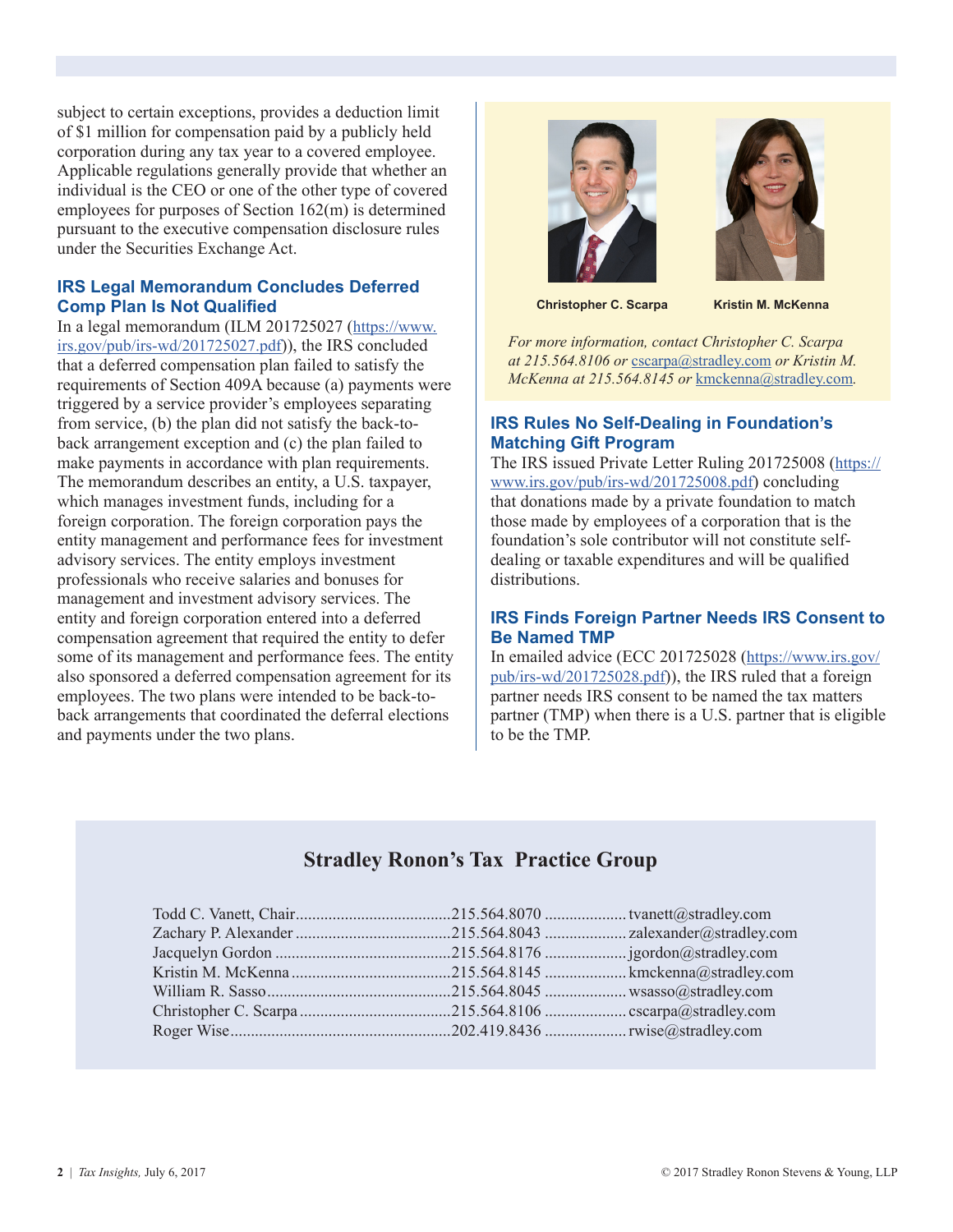subject to certain exceptions, provides a deduction limit of $1 million for compensation paid by a publicly held corporation during any tax year to a covered employee. Applicable regulations generally provide that whether an individual is the CEO or one of the other type of covered employees for purposes of Section 162(m) is determined pursuant to the executive compensation disclosure rules under the Securities Exchange Act.

### IRS Legal Memorandum Concludes Deferred Comp Plan Is Not Qualified

In a legal memorandum (ILM 201725027 (https://www.irs.gov/pub/irs-wd/201725027.pdf)), the IRS concluded that a deferred compensation plan failed to satisfy the requirements of Section 409A because (a) payments were triggered by a service provider's employees separating from service, (b) the plan did not satisfy the back-to-back arrangement exception and (c) the plan failed to make payments in accordance with plan requirements. The memorandum describes an entity, a U.S. taxpayer, which manages investment funds, including for a foreign corporation. The foreign corporation pays the entity management and performance fees for investment advisory services. The entity employs investment professionals who receive salaries and bonuses for management and investment advisory services. The entity and foreign corporation entered into a deferred compensation agreement that required the entity to defer some of its management and performance fees. The entity also sponsored a deferred compensation agreement for its employees. The two plans were intended to be back-to-back arrangements that coordinated the deferral elections and payments under the two plans.

**Christopher C. Scarpa** **Kristin M. McKenna**

*For more information, contact Christopher C. Scarpa at 215.564.8106 or* cscarpa@stradley.com *or Kristin M. McKenna at 215.564.8145 or* kmckenna@stradley.com*.*

### IRS Rules No Self-Dealing in Foundation's Matching Gift Program

The IRS issued Private Letter Ruling 201725008 (https://www.irs.gov/pub/irs-wd/201725008.pdf) concluding that donations made by a private foundation to match those made by employees of a corporation that is the foundation's sole contributor will not constitute self-dealing or taxable expenditures and will be qualified distributions.

### IRS Finds Foreign Partner Needs IRS Consent to Be Named TMP

In emailed advice (ECC 201725028 (https://www.irs.gov/pub/irs-wd/201725028.pdf)), the IRS ruled that a foreign partner needs IRS consent to be named the tax matters partner (TMP) when there is a U.S. partner that is eligible to be the TMP.

## Stradley Ronon's Tax Practice Group

| | | |
|---|---|---|
| Todd C. Vanett, Chair | 215.564.8070 | tvanett@stradley.com |
| Zachary P. Alexander | 215.564.8043 | zalexander@stradley.com |
| Jacquelyn Gordon | 215.564.8176 | jgordon@stradley.com |
| Kristin M. McKenna | 215.564.8145 | kmckenna@stradley.com |
| William R. Sasso | 215.564.8045 | wsasso@stradley.com |
| Christopher C. Scarpa | 215.564.8106 | cscarpa@stradley.com |
| Roger Wise | 202.419.8436 | rwise@stradley.com |